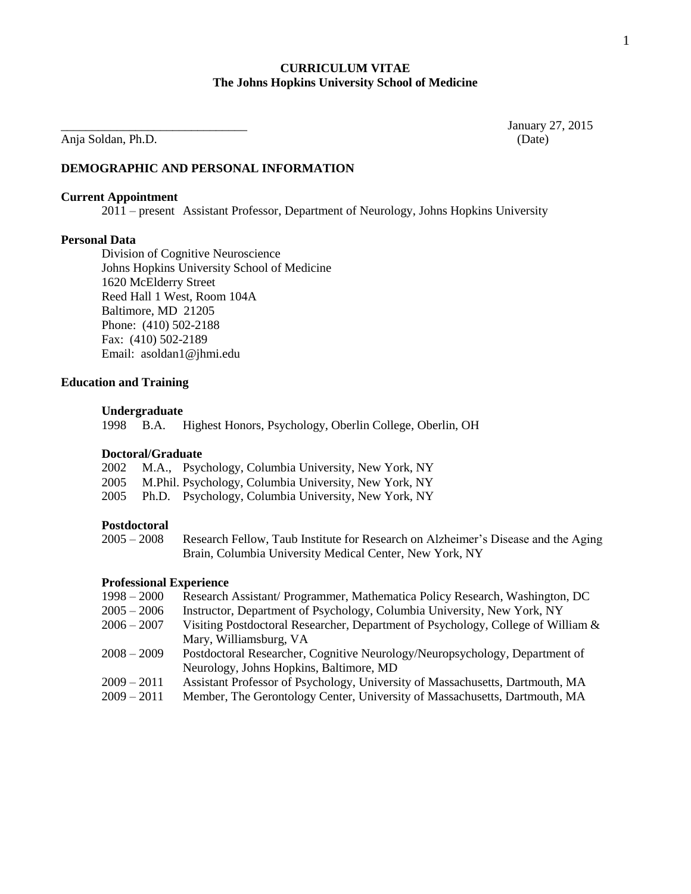**CURRICULUM VITAE**
**The Johns Hopkins University School of Medicine**

_______________________________ January 27, 2015

Anja Soldan, Ph.D. (Date)

## DEMOGRAPHIC AND PERSONAL INFORMATION

### Current Appointment

2011 – present Assistant Professor, Department of Neurology, Johns Hopkins University

### Personal Data

Division of Cognitive Neuroscience
Johns Hopkins University School of Medicine
1620 McElderry Street
Reed Hall 1 West, Room 104A
Baltimore, MD 21205
Phone: (410) 502-2188
Fax: (410) 502-2189
Email: asoldan1@jhmi.edu

### Education and Training

#### Undergraduate

1998 B.A. Highest Honors, Psychology, Oberlin College, Oberlin, OH

#### Doctoral/Graduate

2002 M.A., Psychology, Columbia University, New York, NY
2005 M.Phil. Psychology, Columbia University, New York, NY
2005 Ph.D. Psychology, Columbia University, New York, NY

#### Postdoctoral

2005 – 2008 Research Fellow, Taub Institute for Research on Alzheimer's Disease and the Aging Brain, Columbia University Medical Center, New York, NY

#### Professional Experience

1998 – 2000 Research Assistant/ Programmer, Mathematica Policy Research, Washington, DC
2005 – 2006 Instructor, Department of Psychology, Columbia University, New York, NY
2006 – 2007 Visiting Postdoctoral Researcher, Department of Psychology, College of William & Mary, Williamsburg, VA
2008 – 2009 Postdoctoral Researcher, Cognitive Neurology/Neuropsychology, Department of Neurology, Johns Hopkins, Baltimore, MD
2009 – 2011 Assistant Professor of Psychology, University of Massachusetts, Dartmouth, MA
2009 – 2011 Member, The Gerontology Center, University of Massachusetts, Dartmouth, MA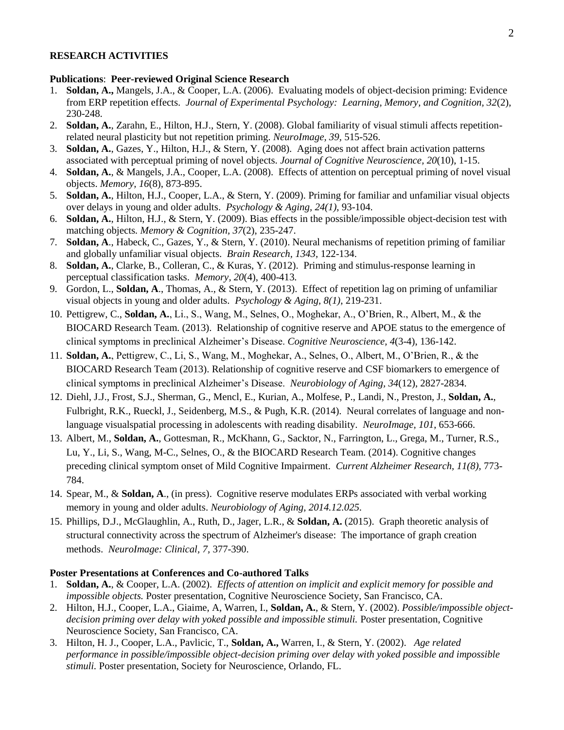## RESEARCH ACTIVITIES

**Publications**: **Peer-reviewed Original Science Research**

1. **Soldan, A.,** Mangels, J.A., & Cooper, L.A. (2006). Evaluating models of object-decision priming: Evidence from ERP repetition effects. *Journal of Experimental Psychology: Learning, Memory, and Cognition, 32*(2), 230-248.
2. **Soldan, A.**, Zarahn, E., Hilton, H.J., Stern, Y. (2008). Global familiarity of visual stimuli affects repetition-related neural plasticity but not repetition priming. *NeuroImage, 39,* 515-526.
3. **Soldan, A.**, Gazes, Y., Hilton, H.J., & Stern, Y. (2008). Aging does not affect brain activation patterns associated with perceptual priming of novel objects. *Journal of Cognitive Neuroscience, 20*(10), 1-15.
4. **Soldan, A.**, & Mangels, J.A., Cooper, L.A. (2008). Effects of attention on perceptual priming of novel visual objects. *Memory, 16*(8), 873-895.
5. **Soldan, A.**, Hilton, H.J., Cooper, L.A., & Stern, Y. (2009). Priming for familiar and unfamiliar visual objects over delays in young and older adults. *Psychology & Aging, 24(1),* 93-104.
6. **Soldan, A.**, Hilton, H.J., & Stern, Y. (2009). Bias effects in the possible/impossible object-decision test with matching objects*. Memory & Cognition, 37*(2), 235-247.
7. **Soldan, A**., Habeck, C., Gazes, Y., & Stern, Y. (2010). Neural mechanisms of repetition priming of familiar and globally unfamiliar visual objects. *Brain Research, 1343,* 122-134.
8. **Soldan, A.**, Clarke, B., Colleran, C., & Kuras, Y. (2012). Priming and stimulus-response learning in perceptual classification tasks. *Memory, 20*(4), 400-413*.*
9. Gordon, L., **Soldan, A**., Thomas, A., & Stern, Y. (2013). Effect of repetition lag on priming of unfamiliar visual objects in young and older adults. *Psychology & Aging, 8(1),* 219-231.
10. Pettigrew, C., **Soldan, A.**, Li., S., Wang, M., Selnes, O., Moghekar, A., O'Brien, R., Albert, M., & the BIOCARD Research Team. (2013). Relationship of cognitive reserve and APOE status to the emergence of clinical symptoms in preclinical Alzheimer's Disease. *Cognitive Neuroscience, 4*(3-4), 136-142.
11. **Soldan, A.**, Pettigrew, C., Li, S., Wang, M., Moghekar, A., Selnes, O., Albert, M., O'Brien, R., & the BIOCARD Research Team (2013). Relationship of cognitive reserve and CSF biomarkers to emergence of clinical symptoms in preclinical Alzheimer's Disease. *Neurobiology of Aging, 34*(12), 2827-2834*.*
12. Diehl, J.J., Frost, S.J., Sherman, G., Mencl, E., Kurian, A., Molfese, P., Landi, N., Preston, J., **Soldan, A.**, Fulbright, R.K., Rueckl, J., Seidenberg, M.S., & Pugh, K.R. (2014). Neural correlates of language and non-language visualspatial processing in adolescents with reading disability. *NeuroImage, 101,* 653-666.
13. Albert, M., **Soldan, A.**, Gottesman, R., McKhann, G., Sacktor, N., Farrington, L., Grega, M., Turner, R.S., Lu, Y., Li, S., Wang, M-C., Selnes, O., & the BIOCARD Research Team. (2014). Cognitive changes preceding clinical symptom onset of Mild Cognitive Impairment. *Current Alzheimer Research, 11(8),* 773-784.
14. Spear, M., & **Soldan, A**., (in press). Cognitive reserve modulates ERPs associated with verbal working memory in young and older adults. *Neurobiology of Aging, 2014.12.025*.
15. Phillips, D.J., McGlaughlin, A., Ruth, D., Jager, L.R., & **Soldan, A.** (2015). Graph theoretic analysis of structural connectivity across the spectrum of Alzheimer's disease: The importance of graph creation methods. *NeuroImage: Clinical, 7,* 377-390.

**Poster Presentations at Conferences and Co-authored Talks**

1. **Soldan, A.**, & Cooper, L.A. (2002). *Effects of attention on implicit and explicit memory for possible and impossible objects.* Poster presentation, Cognitive Neuroscience Society, San Francisco, CA.
2. Hilton, H.J., Cooper, L.A., Giaime, A, Warren, I., **Soldan, A.**, & Stern, Y. (2002). *Possible/impossible object-decision priming over delay with yoked possible and impossible stimuli.* Poster presentation, Cognitive Neuroscience Society, San Francisco, CA.
3. Hilton, H. J., Cooper, L.A., Pavlicic, T., **Soldan, A.,** Warren, I., & Stern, Y. (2002). *Age related performance in possible/impossible object-decision priming over delay with yoked possible and impossible stimuli.* Poster presentation, Society for Neuroscience, Orlando, FL.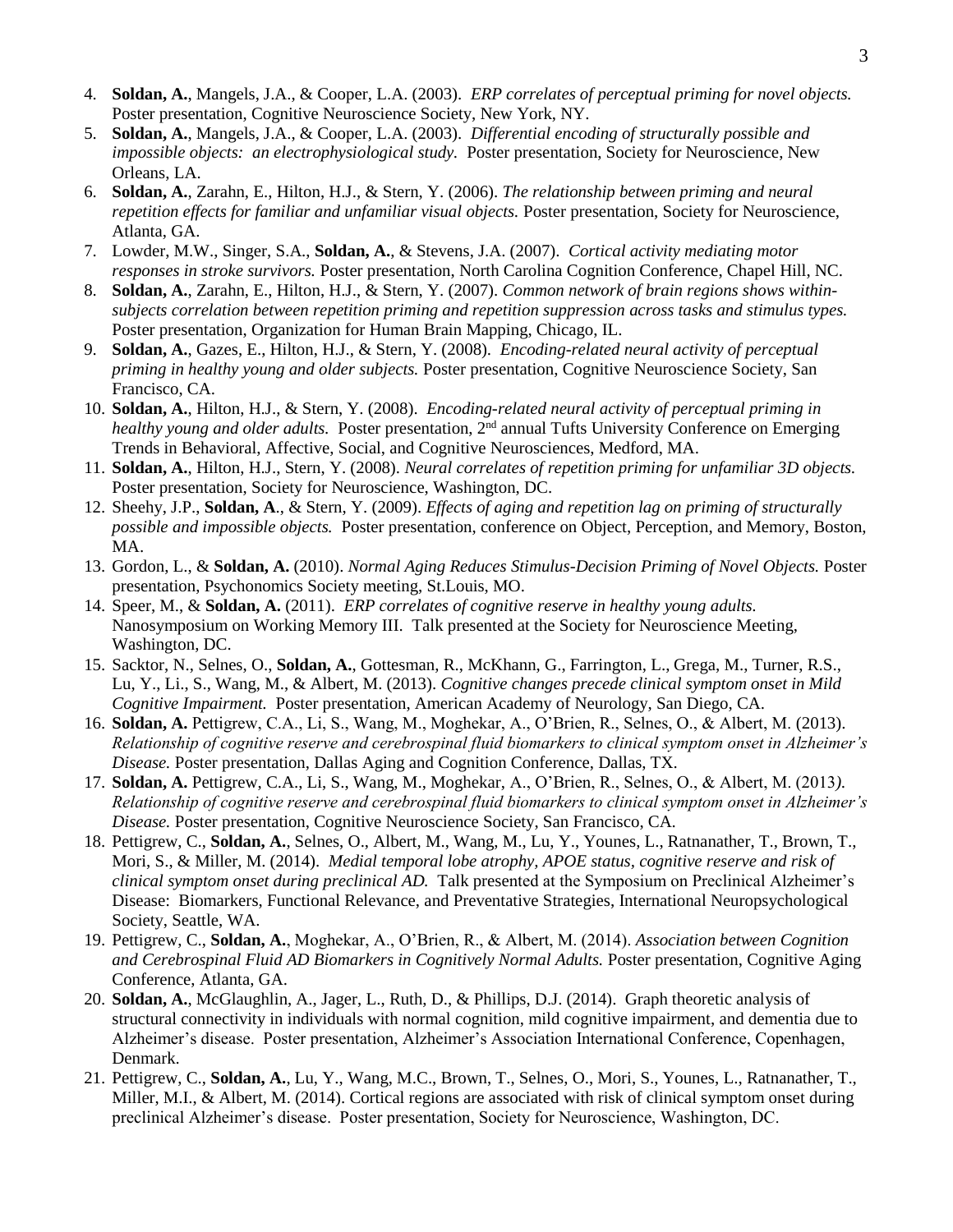4. **Soldan, A.**, Mangels, J.A., & Cooper, L.A. (2003). *ERP correlates of perceptual priming for novel objects.* Poster presentation, Cognitive Neuroscience Society, New York, NY.
5. **Soldan, A.**, Mangels, J.A., & Cooper, L.A. (2003). *Differential encoding of structurally possible and impossible objects: an electrophysiological study.* Poster presentation, Society for Neuroscience, New Orleans, LA.
6. **Soldan, A.**, Zarahn, E., Hilton, H.J., & Stern, Y. (2006). *The relationship between priming and neural repetition effects for familiar and unfamiliar visual objects.* Poster presentation, Society for Neuroscience, Atlanta, GA.
7. Lowder, M.W., Singer, S.A., **Soldan, A.**, & Stevens, J.A. (2007). *Cortical activity mediating motor responses in stroke survivors.* Poster presentation, North Carolina Cognition Conference, Chapel Hill, NC.
8. **Soldan, A.**, Zarahn, E., Hilton, H.J., & Stern, Y. (2007). *Common network of brain regions shows within-subjects correlation between repetition priming and repetition suppression across tasks and stimulus types.* Poster presentation, Organization for Human Brain Mapping, Chicago, IL.
9. **Soldan, A.**, Gazes, E., Hilton, H.J., & Stern, Y. (2008). *Encoding-related neural activity of perceptual priming in healthy young and older subjects.* Poster presentation, Cognitive Neuroscience Society, San Francisco, CA.
10. **Soldan, A.**, Hilton, H.J., & Stern, Y. (2008). *Encoding-related neural activity of perceptual priming in healthy young and older adults.* Poster presentation, 2nd annual Tufts University Conference on Emerging Trends in Behavioral, Affective, Social, and Cognitive Neurosciences, Medford, MA.
11. **Soldan, A.**, Hilton, H.J., Stern, Y. (2008). *Neural correlates of repetition priming for unfamiliar 3D objects.* Poster presentation, Society for Neuroscience, Washington, DC.
12. Sheehy, J.P., **Soldan, A**., & Stern, Y. (2009). *Effects of aging and repetition lag on priming of structurally possible and impossible objects.* Poster presentation, conference on Object, Perception, and Memory, Boston, MA.
13. Gordon, L., & **Soldan, A.** (2010). *Normal Aging Reduces Stimulus-Decision Priming of Novel Objects.* Poster presentation, Psychonomics Society meeting, St.Louis, MO.
14. Speer, M., & **Soldan, A.** (2011). *ERP correlates of cognitive reserve in healthy young adults.* Nanosymposium on Working Memory III. Talk presented at the Society for Neuroscience Meeting, Washington, DC.
15. Sacktor, N., Selnes, O., **Soldan, A.**, Gottesman, R., McKhann, G., Farrington, L., Grega, M., Turner, R.S., Lu, Y., Li., S., Wang, M., & Albert, M. (2013). *Cognitive changes precede clinical symptom onset in Mild Cognitive Impairment.* Poster presentation, American Academy of Neurology, San Diego, CA.
16. **Soldan, A.** Pettigrew, C.A., Li, S., Wang, M., Moghekar, A., O'Brien, R., Selnes, O., & Albert, M. (2013). *Relationship of cognitive reserve and cerebrospinal fluid biomarkers to clinical symptom onset in Alzheimer's Disease.* Poster presentation, Dallas Aging and Cognition Conference, Dallas, TX.
17. **Soldan, A.** Pettigrew, C.A., Li, S., Wang, M., Moghekar, A., O'Brien, R., Selnes, O., & Albert, M. (2013). *Relationship of cognitive reserve and cerebrospinal fluid biomarkers to clinical symptom onset in Alzheimer's Disease.* Poster presentation, Cognitive Neuroscience Society, San Francisco, CA.
18. Pettigrew, C., **Soldan, A.**, Selnes, O., Albert, M., Wang, M., Lu, Y., Younes, L., Ratnanather, T., Brown, T., Mori, S., & Miller, M. (2014). *Medial temporal lobe atrophy, APOE status, cognitive reserve and risk of clinical symptom onset during preclinical AD.* Talk presented at the Symposium on Preclinical Alzheimer's Disease: Biomarkers, Functional Relevance, and Preventative Strategies, International Neuropsychological Society, Seattle, WA.
19. Pettigrew, C., **Soldan, A.**, Moghekar, A., O'Brien, R., & Albert, M. (2014). *Association between Cognition and Cerebrospinal Fluid AD Biomarkers in Cognitively Normal Adults.* Poster presentation, Cognitive Aging Conference, Atlanta, GA.
20. **Soldan, A.**, McGlaughlin, A., Jager, L., Ruth, D., & Phillips, D.J. (2014). Graph theoretic analysis of structural connectivity in individuals with normal cognition, mild cognitive impairment, and dementia due to Alzheimer's disease. Poster presentation, Alzheimer's Association International Conference, Copenhagen, Denmark.
21. Pettigrew, C., **Soldan, A.**, Lu, Y., Wang, M.C., Brown, T., Selnes, O., Mori, S., Younes, L., Ratnanather, T., Miller, M.I., & Albert, M. (2014). Cortical regions are associated with risk of clinical symptom onset during preclinical Alzheimer's disease. Poster presentation, Society for Neuroscience, Washington, DC.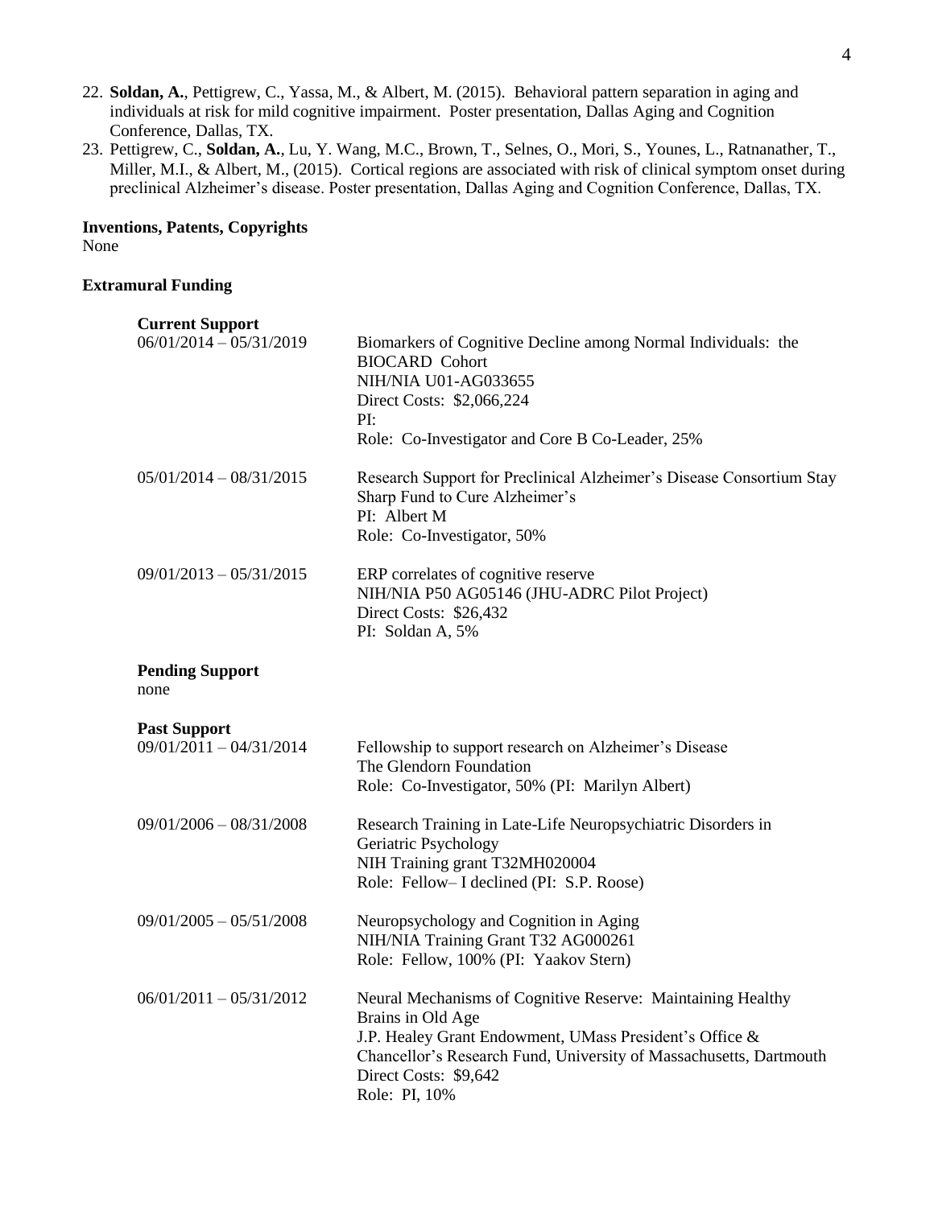22. **Soldan, A.**, Pettigrew, C., Yassa, M., & Albert, M. (2015). Behavioral pattern separation in aging and individuals at risk for mild cognitive impairment. Poster presentation, Dallas Aging and Cognition Conference, Dallas, TX.
23. Pettigrew, C., **Soldan, A.**, Lu, Y. Wang, M.C., Brown, T., Selnes, O., Mori, S., Younes, L., Ratnanather, T., Miller, M.I., & Albert, M., (2015). Cortical regions are associated with risk of clinical symptom onset during preclinical Alzheimer's disease. Poster presentation, Dallas Aging and Cognition Conference, Dallas, TX.

**Inventions, Patents, Copyrights**
None

**Extramural Funding**

**Current Support**

| | |
|---|---|
| 06/01/2014 – 05/31/2019 | Biomarkers of Cognitive Decline among Normal Individuals: the BIOCARD Cohort<br>NIH/NIA U01-AG033655<br>Direct Costs: $2,066,224<br>PI:<br>Role: Co-Investigator and Core B Co-Leader, 25% |
| 05/01/2014 – 08/31/2015 | Research Support for Preclinical Alzheimer's Disease Consortium Stay Sharp Fund to Cure Alzheimer's<br>PI: Albert M<br>Role: Co-Investigator, 50% |
| 09/01/2013 – 05/31/2015 | ERP correlates of cognitive reserve<br>NIH/NIA P50 AG05146 (JHU-ADRC Pilot Project)<br>Direct Costs: $26,432<br>PI: Soldan A, 5% |

**Pending Support**
none

**Past Support**

| | |
|---|---|
| 09/01/2011 – 04/31/2014 | Fellowship to support research on Alzheimer's Disease<br>The Glendorn Foundation<br>Role: Co-Investigator, 50% (PI: Marilyn Albert) |
| 09/01/2006 – 08/31/2008 | Research Training in Late-Life Neuropsychiatric Disorders in Geriatric Psychology<br>NIH Training grant T32MH020004<br>Role: Fellow– I declined (PI: S.P. Roose) |
| 09/01/2005 – 05/51/2008 | Neuropsychology and Cognition in Aging<br>NIH/NIA Training Grant T32 AG000261<br>Role: Fellow, 100% (PI: Yaakov Stern) |
| 06/01/2011 – 05/31/2012 | Neural Mechanisms of Cognitive Reserve: Maintaining Healthy Brains in Old Age<br>J.P. Healey Grant Endowment, UMass President's Office & Chancellor's Research Fund, University of Massachusetts, Dartmouth<br>Direct Costs: $9,642<br>Role: PI, 10% |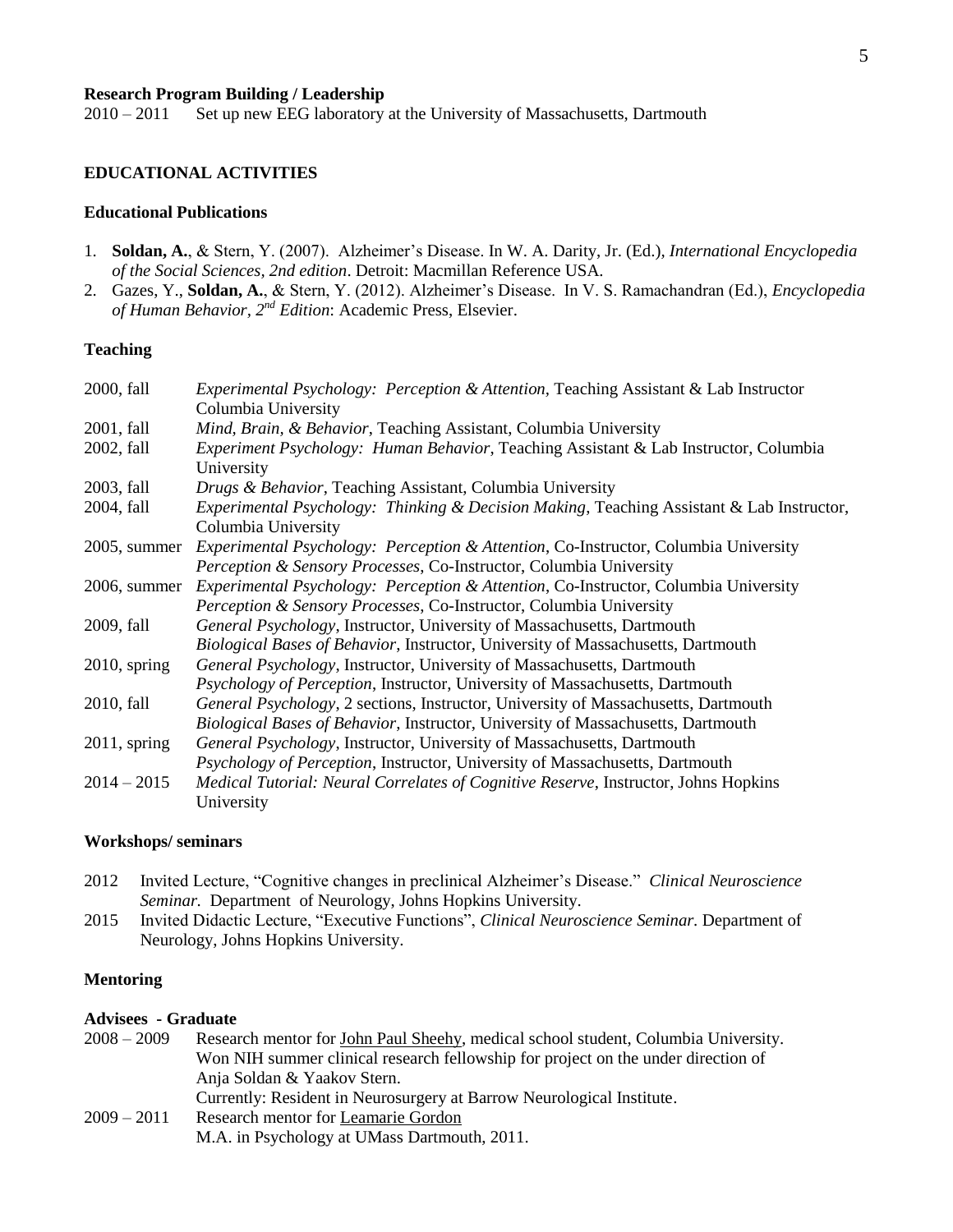**Research Program Building / Leadership**

2010 – 2011 Set up new EEG laboratory at the University of Massachusetts, Dartmouth

## EDUCATIONAL ACTIVITIES

### Educational Publications

1. **Soldan, A.**, & Stern, Y. (2007). Alzheimer's Disease. In W. A. Darity, Jr. (Ed.), *International Encyclopedia of the Social Sciences, 2nd edition*. Detroit: Macmillan Reference USA.
2. Gazes, Y., **Soldan, A.**, & Stern, Y. (2012). Alzheimer's Disease. In V. S. Ramachandran (Ed.), *Encyclopedia of Human Behavior, 2nd Edition*: Academic Press, Elsevier.

### Teaching

| | |
|---|---|
| 2000, fall | *Experimental Psychology: Perception & Attention*, Teaching Assistant & Lab Instructor Columbia University |
| 2001, fall | *Mind, Brain, & Behavior*, Teaching Assistant, Columbia University |
| 2002, fall | *Experiment Psychology: Human Behavior*, Teaching Assistant & Lab Instructor, Columbia University |
| 2003, fall | *Drugs & Behavior*, Teaching Assistant, Columbia University |
| 2004, fall | *Experimental Psychology: Thinking & Decision Making*, Teaching Assistant & Lab Instructor, Columbia University |
| 2005, summer | *Experimental Psychology: Perception & Attention*, Co-Instructor, Columbia University<br>*Perception & Sensory Processes*, Co-Instructor, Columbia University |
| 2006, summer | *Experimental Psychology: Perception & Attention*, Co-Instructor, Columbia University<br>*Perception & Sensory Processes*, Co-Instructor, Columbia University |
| 2009, fall | *General Psychology*, Instructor, University of Massachusetts, Dartmouth<br>*Biological Bases of Behavior*, Instructor, University of Massachusetts, Dartmouth |
| 2010, spring | *General Psychology*, Instructor, University of Massachusetts, Dartmouth<br>*Psychology of Perception*, Instructor, University of Massachusetts, Dartmouth |
| 2010, fall | *General Psychology*, 2 sections, Instructor, University of Massachusetts, Dartmouth<br>*Biological Bases of Behavior*, Instructor, University of Massachusetts, Dartmouth |
| 2011, spring | *General Psychology*, Instructor, University of Massachusetts, Dartmouth<br>*Psychology of Perception*, Instructor, University of Massachusetts, Dartmouth |
| 2014 – 2015 | *Medical Tutorial: Neural Correlates of Cognitive Reserve*, Instructor, Johns Hopkins University |

### Workshops/ seminars

2012 Invited Lecture, "Cognitive changes in preclinical Alzheimer's Disease." *Clinical Neuroscience Seminar.* Department of Neurology, Johns Hopkins University.

2015 Invited Didactic Lecture, "Executive Functions", *Clinical Neuroscience Seminar.* Department of Neurology, Johns Hopkins University.

### Mentoring

**Advisees - Graduate**

2008 – 2009 Research mentor for John Paul Sheehy, medical school student, Columbia University. Won NIH summer clinical research fellowship for project on the under direction of Anja Soldan & Yaakov Stern.
Currently: Resident in Neurosurgery at Barrow Neurological Institute.

2009 – 2011 Research mentor for Leamarie Gordon
M.A. in Psychology at UMass Dartmouth, 2011.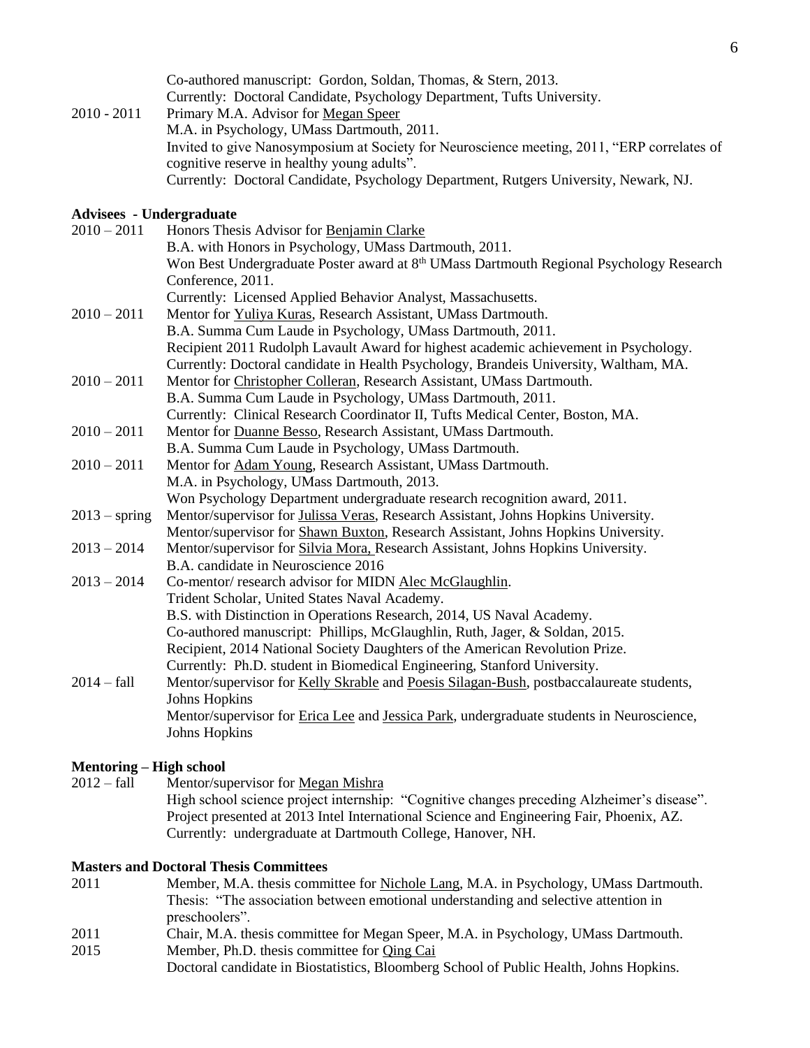Co-authored manuscript: Gordon, Soldan, Thomas, & Stern, 2013.
Currently: Doctoral Candidate, Psychology Department, Tufts University.

2010 - 2011 Primary M.A. Advisor for Megan Speer
M.A. in Psychology, UMass Dartmouth, 2011.
Invited to give Nanosymposium at Society for Neuroscience meeting, 2011, "ERP correlates of cognitive reserve in healthy young adults".
Currently: Doctoral Candidate, Psychology Department, Rutgers University, Newark, NJ.

**Advisees - Undergraduate**

2010 – 2011 Honors Thesis Advisor for Benjamin Clarke
B.A. with Honors in Psychology, UMass Dartmouth, 2011.
Won Best Undergraduate Poster award at 8th UMass Dartmouth Regional Psychology Research Conference, 2011.
Currently: Licensed Applied Behavior Analyst, Massachusetts.

2010 – 2011 Mentor for Yuliya Kuras, Research Assistant, UMass Dartmouth.
B.A. Summa Cum Laude in Psychology, UMass Dartmouth, 2011.
Recipient 2011 Rudolph Lavault Award for highest academic achievement in Psychology.
Currently: Doctoral candidate in Health Psychology, Brandeis University, Waltham, MA.

2010 – 2011 Mentor for Christopher Colleran, Research Assistant, UMass Dartmouth.
B.A. Summa Cum Laude in Psychology, UMass Dartmouth, 2011.
Currently: Clinical Research Coordinator II, Tufts Medical Center, Boston, MA.

2010 – 2011 Mentor for Duanne Besso, Research Assistant, UMass Dartmouth.
B.A. Summa Cum Laude in Psychology, UMass Dartmouth.

2010 – 2011 Mentor for Adam Young, Research Assistant, UMass Dartmouth.
M.A. in Psychology, UMass Dartmouth, 2013.
Won Psychology Department undergraduate research recognition award, 2011.

2013 – spring Mentor/supervisor for Julissa Veras, Research Assistant, Johns Hopkins University.
Mentor/supervisor for Shawn Buxton, Research Assistant, Johns Hopkins University.

2013 – 2014 Mentor/supervisor for Silvia Mora, Research Assistant, Johns Hopkins University.
B.A. candidate in Neuroscience 2016

2013 – 2014 Co-mentor/ research advisor for MIDN Alec McGlaughlin.
Trident Scholar, United States Naval Academy.
B.S. with Distinction in Operations Research, 2014, US Naval Academy.
Co-authored manuscript: Phillips, McGlaughlin, Ruth, Jager, & Soldan, 2015.
Recipient, 2014 National Society Daughters of the American Revolution Prize.
Currently: Ph.D. student in Biomedical Engineering, Stanford University.

2014 – fall Mentor/supervisor for Kelly Skrable and Poesis Silagan-Bush, postbaccalaureate students, Johns Hopkins
Mentor/supervisor for Erica Lee and Jessica Park, undergraduate students in Neuroscience, Johns Hopkins

**Mentoring – High school**

2012 – fall Mentor/supervisor for Megan Mishra
High school science project internship: "Cognitive changes preceding Alzheimer's disease".
Project presented at 2013 Intel International Science and Engineering Fair, Phoenix, AZ.
Currently: undergraduate at Dartmouth College, Hanover, NH.

**Masters and Doctoral Thesis Committees**

2011 Member, M.A. thesis committee for Nichole Lang, M.A. in Psychology, UMass Dartmouth.
Thesis: "The association between emotional understanding and selective attention in preschoolers".

2011 Chair, M.A. thesis committee for Megan Speer, M.A. in Psychology, UMass Dartmouth.

2015 Member, Ph.D. thesis committee for Qing Cai
Doctoral candidate in Biostatistics, Bloomberg School of Public Health, Johns Hopkins.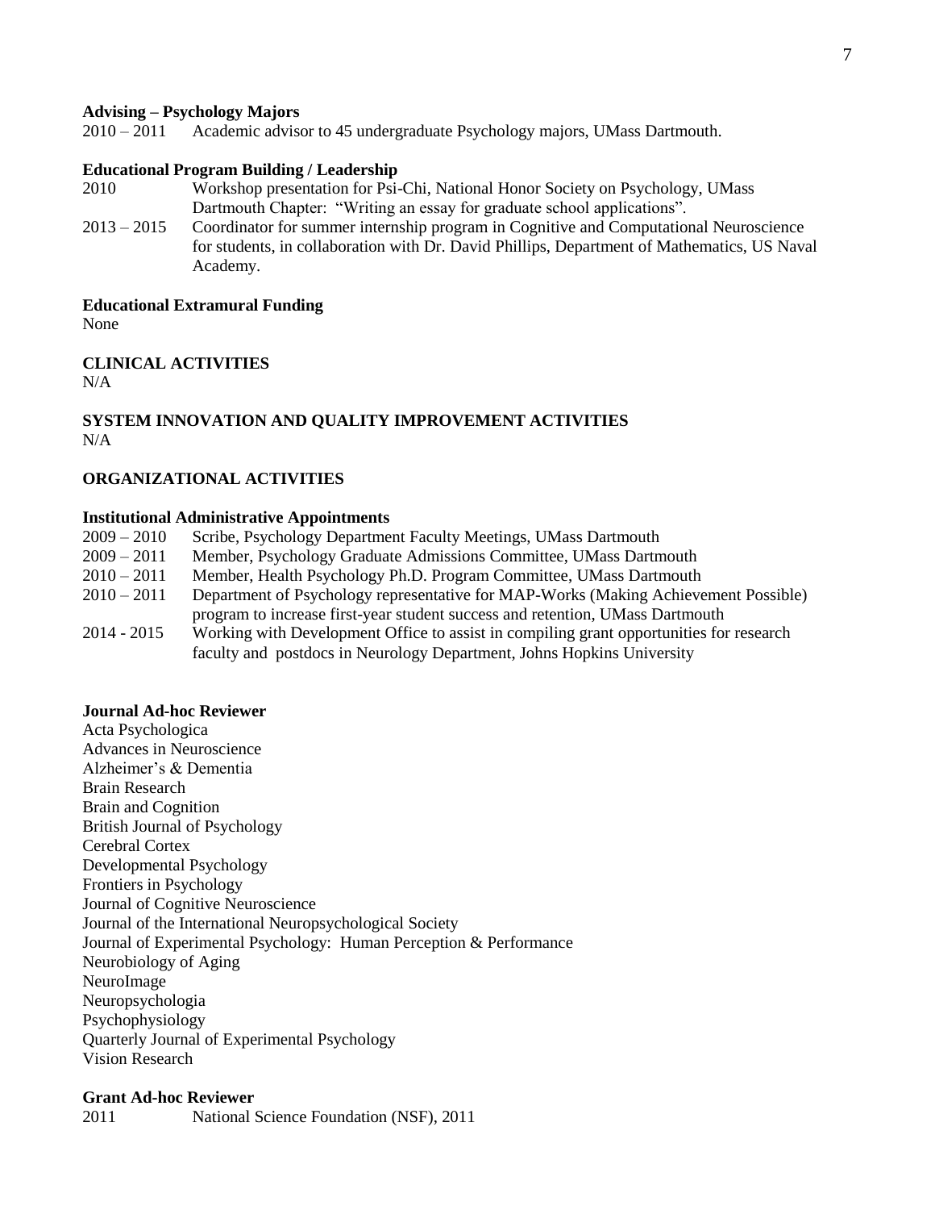**Advising – Psychology Majors**

2010 – 2011 Academic advisor to 45 undergraduate Psychology majors, UMass Dartmouth.

**Educational Program Building / Leadership**

2010 Workshop presentation for Psi-Chi, National Honor Society on Psychology, UMass Dartmouth Chapter: "Writing an essay for graduate school applications".

2013 – 2015 Coordinator for summer internship program in Cognitive and Computational Neuroscience for students, in collaboration with Dr. David Phillips, Department of Mathematics, US Naval Academy.

**Educational Extramural Funding**

None

**CLINICAL ACTIVITIES**

N/A

**SYSTEM INNOVATION AND QUALITY IMPROVEMENT ACTIVITIES**

N/A

**ORGANIZATIONAL ACTIVITIES**

**Institutional Administrative Appointments**

2009 – 2010 Scribe, Psychology Department Faculty Meetings, UMass Dartmouth

2009 – 2011 Member, Psychology Graduate Admissions Committee, UMass Dartmouth

2010 – 2011 Member, Health Psychology Ph.D. Program Committee, UMass Dartmouth

2010 – 2011 Department of Psychology representative for MAP-Works (Making Achievement Possible) program to increase first-year student success and retention, UMass Dartmouth

2014 - 2015 Working with Development Office to assist in compiling grant opportunities for research faculty and postdocs in Neurology Department, Johns Hopkins University

**Journal Ad-hoc Reviewer**

Acta Psychologica
Advances in Neuroscience
Alzheimer's & Dementia
Brain Research
Brain and Cognition
British Journal of Psychology
Cerebral Cortex
Developmental Psychology
Frontiers in Psychology
Journal of Cognitive Neuroscience
Journal of the International Neuropsychological Society
Journal of Experimental Psychology: Human Perception & Performance
Neurobiology of Aging
NeuroImage
Neuropsychologia
Psychophysiology
Quarterly Journal of Experimental Psychology
Vision Research

**Grant Ad-hoc Reviewer**

2011 National Science Foundation (NSF), 2011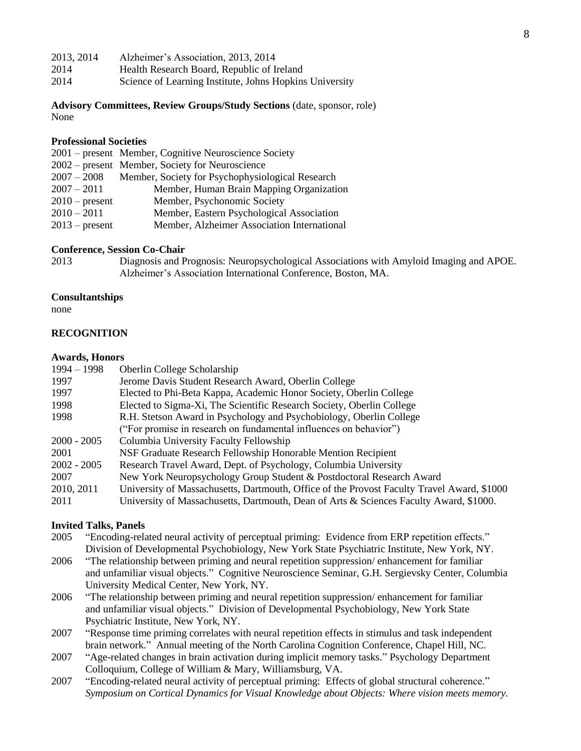2013, 2014 Alzheimer's Association, 2013, 2014
2014 Health Research Board, Republic of Ireland
2014 Science of Learning Institute, Johns Hopkins University

**Advisory Committees, Review Groups/Study Sections** (date, sponsor, role)
None

**Professional Societies**

2001 – present Member, Cognitive Neuroscience Society
2002 – present Member, Society for Neuroscience
2007 – 2008 Member, Society for Psychophysiological Research
2007 – 2011 Member, Human Brain Mapping Organization
2010 – present Member, Psychonomic Society
2010 – 2011 Member, Eastern Psychological Association
2013 – present Member, Alzheimer Association International

**Conference, Session Co-Chair**

2013 Diagnosis and Prognosis: Neuropsychological Associations with Amyloid Imaging and APOE. Alzheimer's Association International Conference, Boston, MA.

**Consultantships**
none

**RECOGNITION**

**Awards, Honors**

1994 – 1998 Oberlin College Scholarship
1997 Jerome Davis Student Research Award, Oberlin College
1997 Elected to Phi-Beta Kappa, Academic Honor Society, Oberlin College
1998 Elected to Sigma-Xi, The Scientific Research Society, Oberlin College
1998 R.H. Stetson Award in Psychology and Psychobiology, Oberlin College ("For promise in research on fundamental influences on behavior")
2000 - 2005 Columbia University Faculty Fellowship
2001 NSF Graduate Research Fellowship Honorable Mention Recipient
2002 - 2005 Research Travel Award, Dept. of Psychology, Columbia University
2007 New York Neuropsychology Group Student & Postdoctoral Research Award
2010, 2011 University of Massachusetts, Dartmouth, Office of the Provost Faculty Travel Award, $1000
2011 University of Massachusetts, Dartmouth, Dean of Arts & Sciences Faculty Award, $1000.

**Invited Talks, Panels**

2005 "Encoding-related neural activity of perceptual priming: Evidence from ERP repetition effects." Division of Developmental Psychobiology, New York State Psychiatric Institute, New York, NY.
2006 "The relationship between priming and neural repetition suppression/ enhancement for familiar and unfamiliar visual objects." Cognitive Neuroscience Seminar, G.H. Sergievsky Center, Columbia University Medical Center, New York, NY.
2006 "The relationship between priming and neural repetition suppression/ enhancement for familiar and unfamiliar visual objects." Division of Developmental Psychobiology, New York State Psychiatric Institute, New York, NY.
2007 "Response time priming correlates with neural repetition effects in stimulus and task independent brain network." Annual meeting of the North Carolina Cognition Conference, Chapel Hill, NC.
2007 "Age-related changes in brain activation during implicit memory tasks." Psychology Department Colloquium, College of William & Mary, Williamsburg, VA.
2007 "Encoding-related neural activity of perceptual priming: Effects of global structural coherence." *Symposium on Cortical Dynamics for Visual Knowledge about Objects: Where vision meets memory.*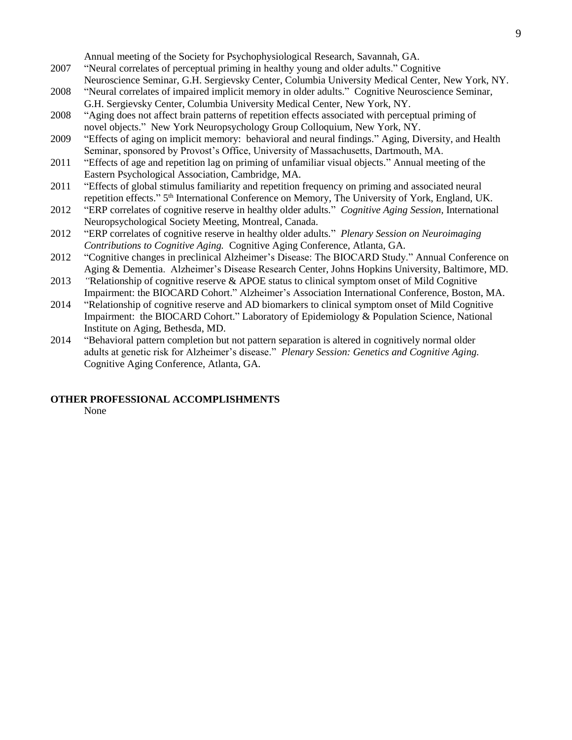Annual meeting of the Society for Psychophysiological Research, Savannah, GA.

2007 "Neural correlates of perceptual priming in healthy young and older adults." Cognitive Neuroscience Seminar, G.H. Sergievsky Center, Columbia University Medical Center, New York, NY.

2008 "Neural correlates of impaired implicit memory in older adults." Cognitive Neuroscience Seminar, G.H. Sergievsky Center, Columbia University Medical Center, New York, NY.

2008 "Aging does not affect brain patterns of repetition effects associated with perceptual priming of novel objects." New York Neuropsychology Group Colloquium, New York, NY.

2009 "Effects of aging on implicit memory: behavioral and neural findings." Aging, Diversity, and Health Seminar, sponsored by Provost's Office, University of Massachusetts, Dartmouth, MA.

2011 "Effects of age and repetition lag on priming of unfamiliar visual objects." Annual meeting of the Eastern Psychological Association, Cambridge, MA.

2011 "Effects of global stimulus familiarity and repetition frequency on priming and associated neural repetition effects." 5th International Conference on Memory, The University of York, England, UK.

2012 "ERP correlates of cognitive reserve in healthy older adults." *Cognitive Aging Session,* International Neuropsychological Society Meeting, Montreal, Canada.

2012 "ERP correlates of cognitive reserve in healthy older adults." *Plenary Session on Neuroimaging Contributions to Cognitive Aging.* Cognitive Aging Conference, Atlanta, GA.

2012 "Cognitive changes in preclinical Alzheimer's Disease: The BIOCARD Study." Annual Conference on Aging & Dementia. Alzheimer's Disease Research Center, Johns Hopkins University, Baltimore, MD.

2013 "Relationship of cognitive reserve & APOE status to clinical symptom onset of Mild Cognitive Impairment: the BIOCARD Cohort." Alzheimer's Association International Conference, Boston, MA.

2014 "Relationship of cognitive reserve and AD biomarkers to clinical symptom onset of Mild Cognitive Impairment: the BIOCARD Cohort." Laboratory of Epidemiology & Population Science, National Institute on Aging, Bethesda, MD.

2014 "Behavioral pattern completion but not pattern separation is altered in cognitively normal older adults at genetic risk for Alzheimer's disease." *Plenary Session: Genetics and Cognitive Aging.* Cognitive Aging Conference, Atlanta, GA.

**OTHER PROFESSIONAL ACCOMPLISHMENTS**

None